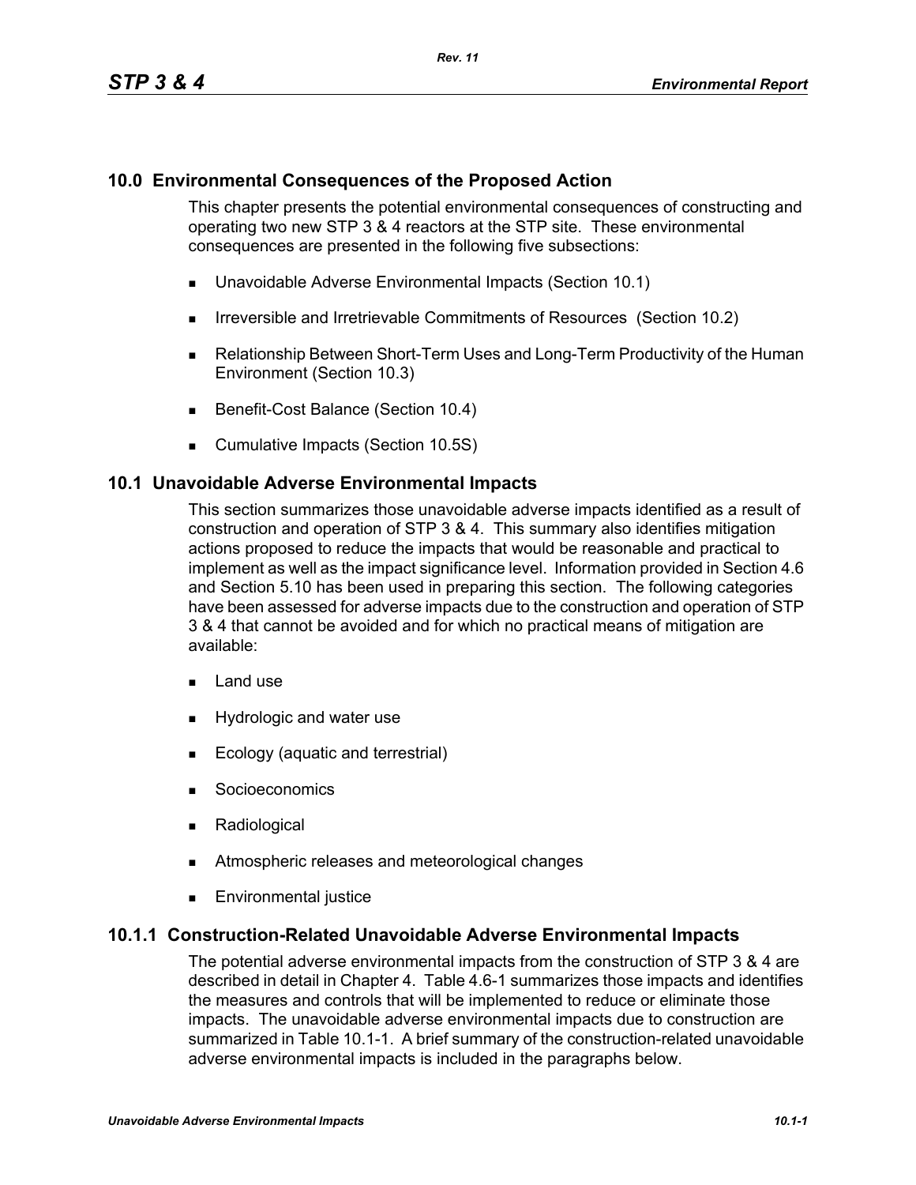# 10.0 Environmental Consequences of the Proposed Action

This chapter presents the potential environmental consequences of constructing and operating two new STP 3 & 4 reactors at the STP site. These environmental consequences are presented in the following five subsections:

- Unavoidable Adverse Environmental Impacts (Section 10.1)
- Irreversible and Irretrievable Commitments of Resources (Section 10.2)
- Relationship Between Short-Term Uses and Long-Term Productivity of the Human Environment (Section 10.3)
- Benefit-Cost Balance (Section 10.4)
- Cumulative Impacts (Section 10.5S)

## 10.1 Unavoidable Adverse Environmental Impacts

This section summarizes those unavoidable adverse impacts identified as a result of construction and operation of STP 3 & 4. This summary also identifies mitigation actions proposed to reduce the impacts that would be reasonable and practical to implement as well as the impact significance level. Information provided in Section 4.6 and Section 5.10 has been used in preparing this section. The following categories have been assessed for adverse impacts due to the construction and operation of STP 3 & 4 that cannot be avoided and for which no practical means of mitigation are available:

- Land use
- Hydrologic and water use
- Ecology (aquatic and terrestrial)
- Socioeconomics
- Radiological
- Atmospheric releases and meteorological changes
- Environmental justice

### 10.1.1 Construction-Related Unavoidable Adverse Environmental Impacts

The potential adverse environmental impacts from the construction of STP 3 & 4 are described in detail in Chapter 4. Table 4.6-1 summarizes those impacts and identifies the measures and controls that will be implemented to reduce or eliminate those impacts. The unavoidable adverse environmental impacts due to construction are summarized in Table 10.1-1. A brief summary of the construction-related unavoidable adverse environmental impacts is included in the paragraphs below.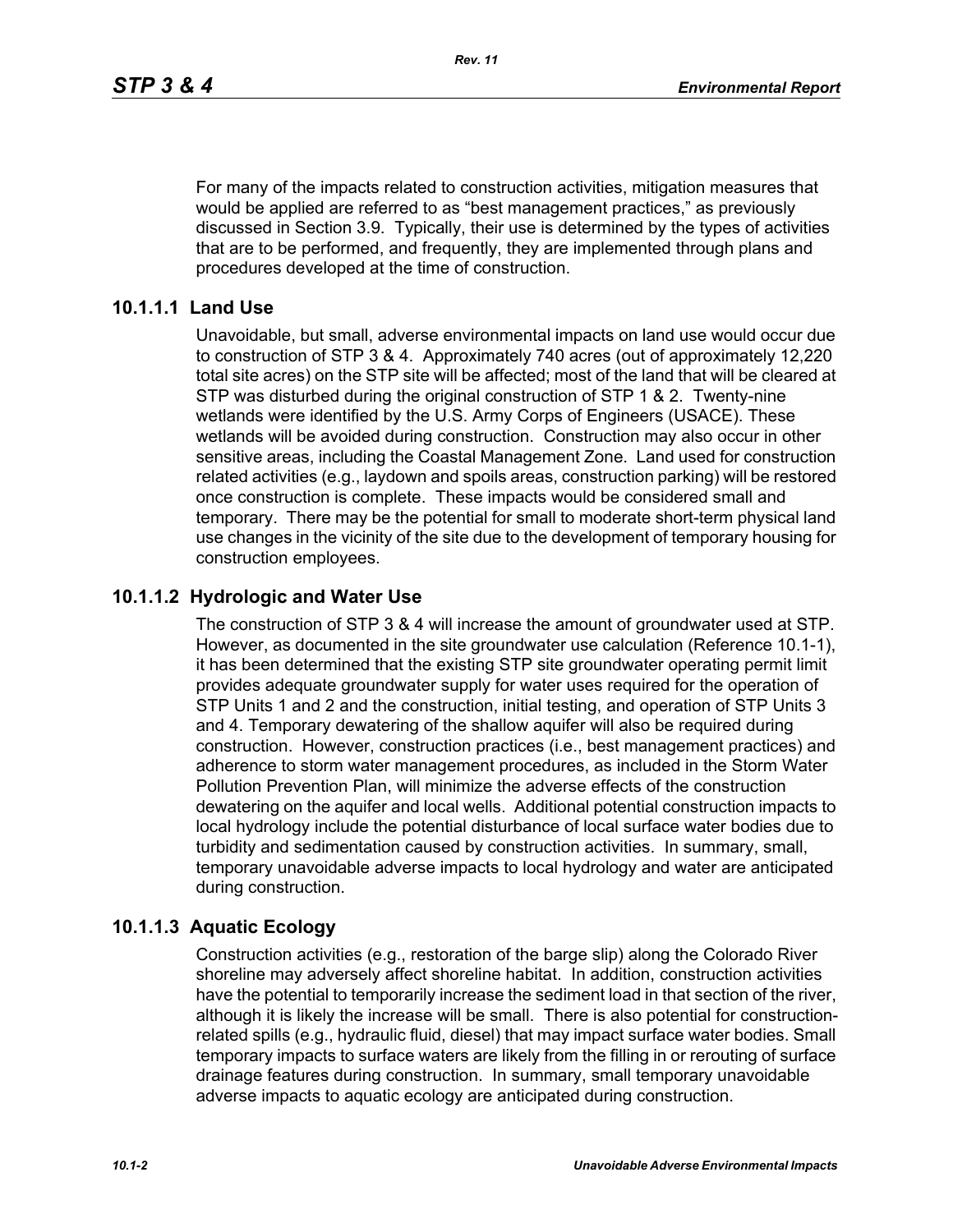For many of the impacts related to construction activities, mitigation measures that would be applied are referred to as "best management practices," as previously discussed in Section 3.9. Typically, their use is determined by the types of activities that are to be performed, and frequently, they are implemented through plans and procedures developed at the time of construction.

### 10.1.1.1 Land Use

Unavoidable, but small, adverse environmental impacts on land use would occur due to construction of STP 3 & 4. Approximately 740 acres (out of approximately 12,220 total site acres) on the STP site will be affected; most of the land that will be cleared at STP was disturbed during the original construction of STP 1 & 2. Twenty-nine wetlands were identified by the U.S. Army Corps of Engineers (USACE). These wetlands will be avoided during construction. Construction may also occur in other sensitive areas, including the Coastal Management Zone. Land used for construction related activities (e.g., laydown and spoils areas, construction parking) will be restored once construction is complete. These impacts would be considered small and temporary. There may be the potential for small to moderate short-term physical land use changes in the vicinity of the site due to the development of temporary housing for construction employees.

### 10.1.1.2 Hydrologic and Water Use

The construction of STP 3 & 4 will increase the amount of groundwater used at STP. However, as documented in the site groundwater use calculation (Reference 10.1-1), it has been determined that the existing STP site groundwater operating permit limit provides adequate groundwater supply for water uses required for the operation of STP Units 1 and 2 and the construction, initial testing, and operation of STP Units 3 and 4. Temporary dewatering of the shallow aquifer will also be required during construction. However, construction practices (i.e., best management practices) and adherence to storm water management procedures, as included in the Storm Water Pollution Prevention Plan, will minimize the adverse effects of the construction dewatering on the aquifer and local wells. Additional potential construction impacts to local hydrology include the potential disturbance of local surface water bodies due to turbidity and sedimentation caused by construction activities. In summary, small, temporary unavoidable adverse impacts to local hydrology and water are anticipated during construction.

### 10.1.1.3 Aquatic Ecology

Construction activities (e.g., restoration of the barge slip) along the Colorado River shoreline may adversely affect shoreline habitat. In addition, construction activities have the potential to temporarily increase the sediment load in that section of the river, although it is likely the increase will be small. There is also potential for construction-related spills (e.g., hydraulic fluid, diesel) that may impact surface water bodies. Small temporary impacts to surface waters are likely from the filling in or rerouting of surface drainage features during construction. In summary, small temporary unavoidable adverse impacts to aquatic ecology are anticipated during construction.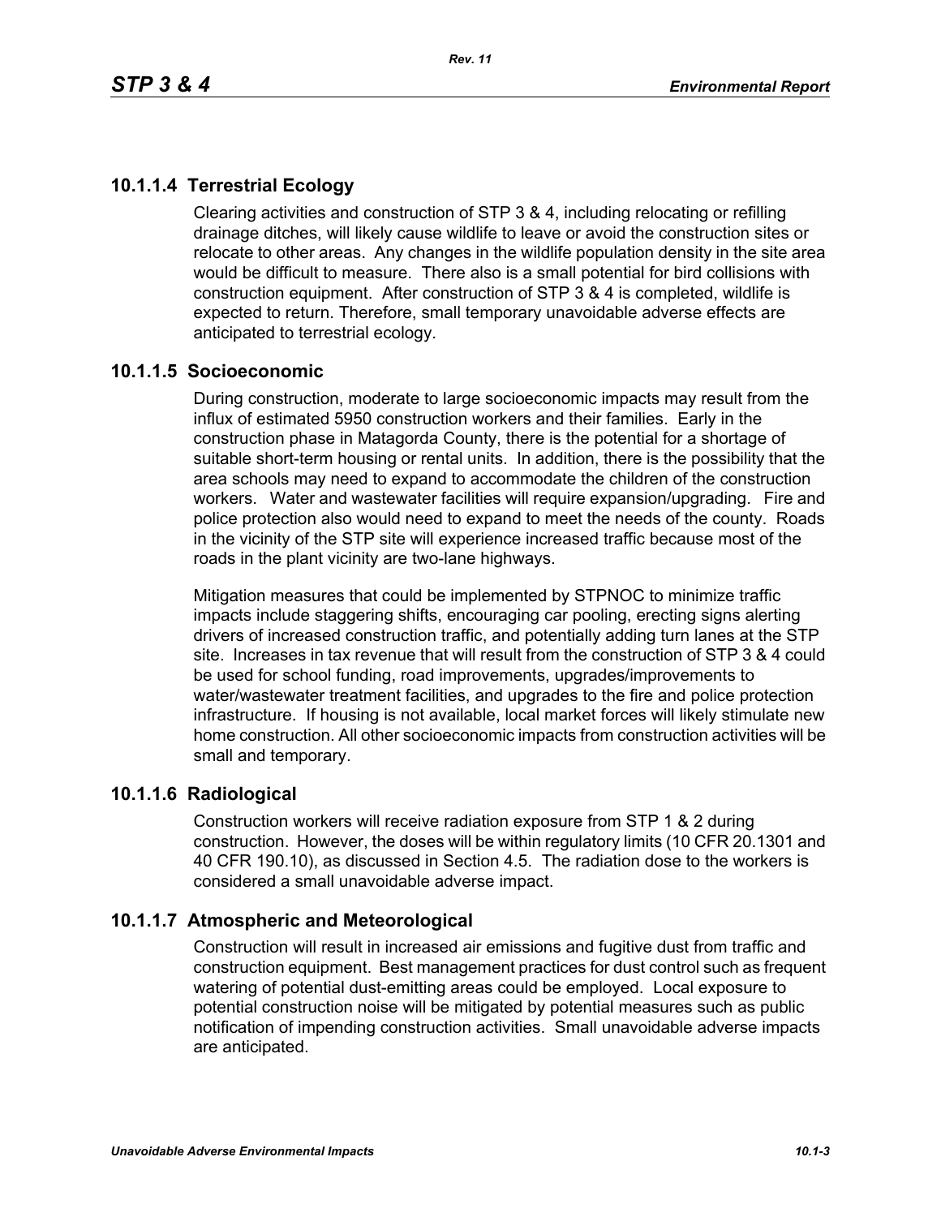### 10.1.1.4 Terrestrial Ecology

Clearing activities and construction of STP 3 & 4, including relocating or refilling drainage ditches, will likely cause wildlife to leave or avoid the construction sites or relocate to other areas. Any changes in the wildlife population density in the site area would be difficult to measure. There also is a small potential for bird collisions with construction equipment. After construction of STP 3 & 4 is completed, wildlife is expected to return. Therefore, small temporary unavoidable adverse effects are anticipated to terrestrial ecology.

### 10.1.1.5 Socioeconomic

During construction, moderate to large socioeconomic impacts may result from the influx of estimated 5950 construction workers and their families. Early in the construction phase in Matagorda County, there is the potential for a shortage of suitable short-term housing or rental units. In addition, there is the possibility that the area schools may need to expand to accommodate the children of the construction workers. Water and wastewater facilities will require expansion/upgrading. Fire and police protection also would need to expand to meet the needs of the county. Roads in the vicinity of the STP site will experience increased traffic because most of the roads in the plant vicinity are two-lane highways.

Mitigation measures that could be implemented by STPNOC to minimize traffic impacts include staggering shifts, encouraging car pooling, erecting signs alerting drivers of increased construction traffic, and potentially adding turn lanes at the STP site. Increases in tax revenue that will result from the construction of STP 3 & 4 could be used for school funding, road improvements, upgrades/improvements to water/wastewater treatment facilities, and upgrades to the fire and police protection infrastructure. If housing is not available, local market forces will likely stimulate new home construction. All other socioeconomic impacts from construction activities will be small and temporary.

### 10.1.1.6 Radiological

Construction workers will receive radiation exposure from STP 1 & 2 during construction. However, the doses will be within regulatory limits (10 CFR 20.1301 and 40 CFR 190.10), as discussed in Section 4.5. The radiation dose to the workers is considered a small unavoidable adverse impact.

### 10.1.1.7 Atmospheric and Meteorological

Construction will result in increased air emissions and fugitive dust from traffic and construction equipment. Best management practices for dust control such as frequent watering of potential dust-emitting areas could be employed. Local exposure to potential construction noise will be mitigated by potential measures such as public notification of impending construction activities. Small unavoidable adverse impacts are anticipated.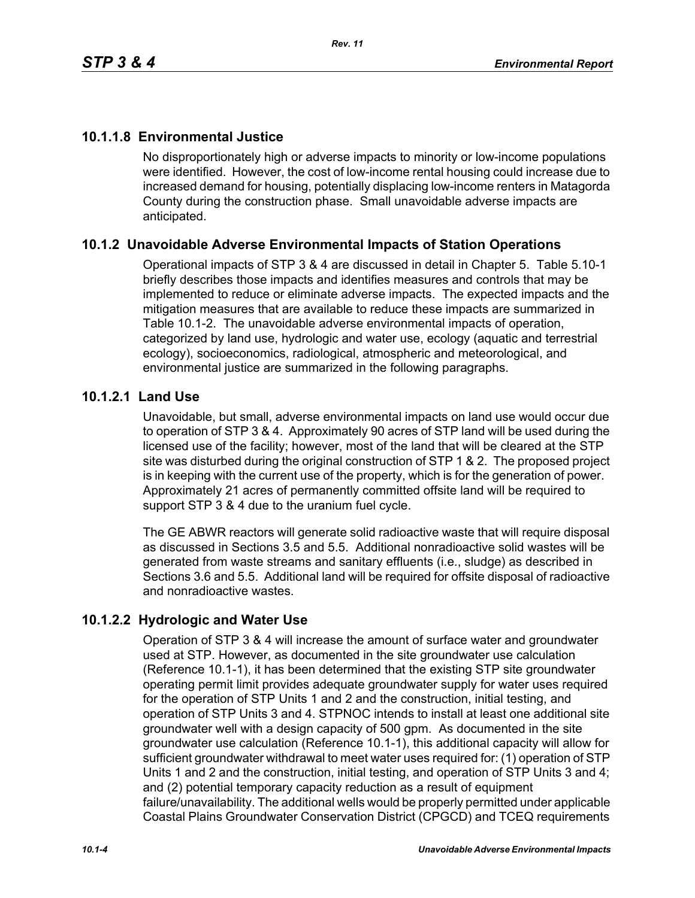### 10.1.1.8 Environmental Justice

No disproportionately high or adverse impacts to minority or low-income populations were identified. However, the cost of low-income rental housing could increase due to increased demand for housing, potentially displacing low-income renters in Matagorda County during the construction phase. Small unavoidable adverse impacts are anticipated.

## 10.1.2 Unavoidable Adverse Environmental Impacts of Station Operations

Operational impacts of STP 3 & 4 are discussed in detail in Chapter 5. Table 5.10-1 briefly describes those impacts and identifies measures and controls that may be implemented to reduce or eliminate adverse impacts. The expected impacts and the mitigation measures that are available to reduce these impacts are summarized in Table 10.1-2. The unavoidable adverse environmental impacts of operation, categorized by land use, hydrologic and water use, ecology (aquatic and terrestrial ecology), socioeconomics, radiological, atmospheric and meteorological, and environmental justice are summarized in the following paragraphs.

### 10.1.2.1 Land Use

Unavoidable, but small, adverse environmental impacts on land use would occur due to operation of STP 3 & 4. Approximately 90 acres of STP land will be used during the licensed use of the facility; however, most of the land that will be cleared at the STP site was disturbed during the original construction of STP 1 & 2. The proposed project is in keeping with the current use of the property, which is for the generation of power. Approximately 21 acres of permanently committed offsite land will be required to support STP 3 & 4 due to the uranium fuel cycle.

The GE ABWR reactors will generate solid radioactive waste that will require disposal as discussed in Sections 3.5 and 5.5. Additional nonradioactive solid wastes will be generated from waste streams and sanitary effluents (i.e., sludge) as described in Sections 3.6 and 5.5. Additional land will be required for offsite disposal of radioactive and nonradioactive wastes.

### 10.1.2.2 Hydrologic and Water Use

Operation of STP 3 & 4 will increase the amount of surface water and groundwater used at STP. However, as documented in the site groundwater use calculation (Reference 10.1-1), it has been determined that the existing STP site groundwater operating permit limit provides adequate groundwater supply for water uses required for the operation of STP Units 1 and 2 and the construction, initial testing, and operation of STP Units 3 and 4. STPNOC intends to install at least one additional site groundwater well with a design capacity of 500 gpm. As documented in the site groundwater use calculation (Reference 10.1-1), this additional capacity will allow for sufficient groundwater withdrawal to meet water uses required for: (1) operation of STP Units 1 and 2 and the construction, initial testing, and operation of STP Units 3 and 4; and (2) potential temporary capacity reduction as a result of equipment failure/unavailability. The additional wells would be properly permitted under applicable Coastal Plains Groundwater Conservation District (CPGCD) and TCEQ requirements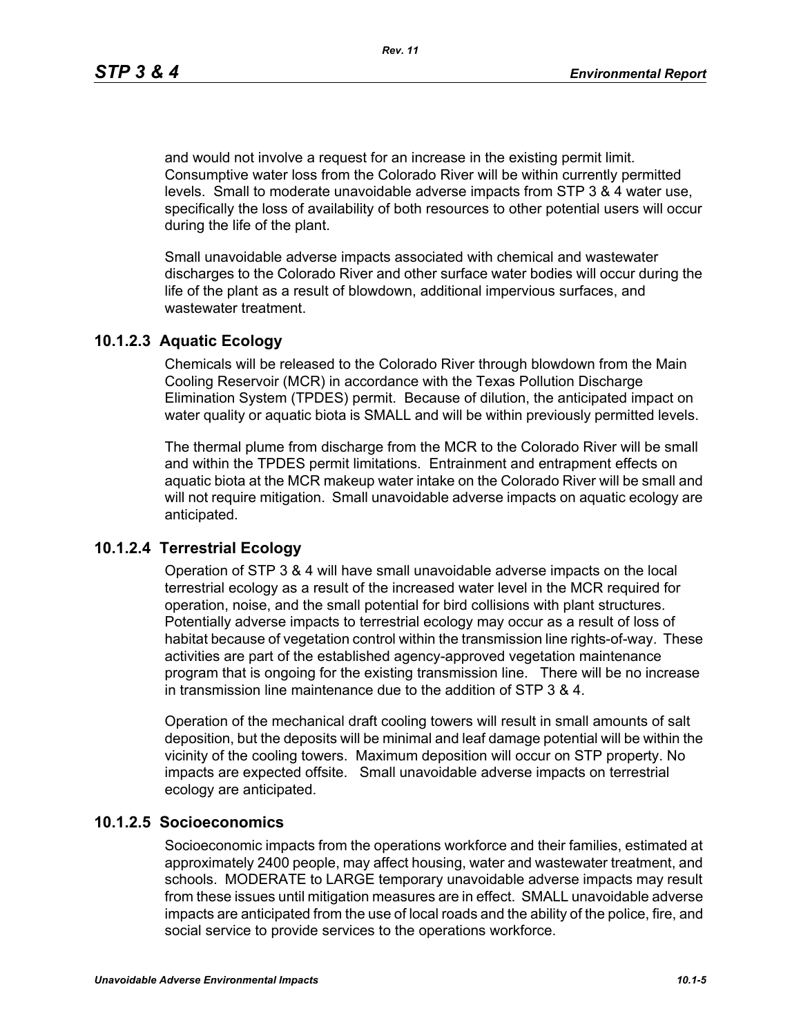and would not involve a request for an increase in the existing permit limit. Consumptive water loss from the Colorado River will be within currently permitted levels. Small to moderate unavoidable adverse impacts from STP 3 & 4 water use, specifically the loss of availability of both resources to other potential users will occur during the life of the plant.

Small unavoidable adverse impacts associated with chemical and wastewater discharges to the Colorado River and other surface water bodies will occur during the life of the plant as a result of blowdown, additional impervious surfaces, and wastewater treatment.

### 10.1.2.3 Aquatic Ecology

Chemicals will be released to the Colorado River through blowdown from the Main Cooling Reservoir (MCR) in accordance with the Texas Pollution Discharge Elimination System (TPDES) permit. Because of dilution, the anticipated impact on water quality or aquatic biota is SMALL and will be within previously permitted levels.

The thermal plume from discharge from the MCR to the Colorado River will be small and within the TPDES permit limitations. Entrainment and entrapment effects on aquatic biota at the MCR makeup water intake on the Colorado River will be small and will not require mitigation. Small unavoidable adverse impacts on aquatic ecology are anticipated.

### 10.1.2.4 Terrestrial Ecology

Operation of STP 3 & 4 will have small unavoidable adverse impacts on the local terrestrial ecology as a result of the increased water level in the MCR required for operation, noise, and the small potential for bird collisions with plant structures. Potentially adverse impacts to terrestrial ecology may occur as a result of loss of habitat because of vegetation control within the transmission line rights-of-way. These activities are part of the established agency-approved vegetation maintenance program that is ongoing for the existing transmission line. There will be no increase in transmission line maintenance due to the addition of STP 3 & 4.

Operation of the mechanical draft cooling towers will result in small amounts of salt deposition, but the deposits will be minimal and leaf damage potential will be within the vicinity of the cooling towers. Maximum deposition will occur on STP property. No impacts are expected offsite. Small unavoidable adverse impacts on terrestrial ecology are anticipated.

### 10.1.2.5 Socioeconomics

Socioeconomic impacts from the operations workforce and their families, estimated at approximately 2400 people, may affect housing, water and wastewater treatment, and schools. MODERATE to LARGE temporary unavoidable adverse impacts may result from these issues until mitigation measures are in effect. SMALL unavoidable adverse impacts are anticipated from the use of local roads and the ability of the police, fire, and social service to provide services to the operations workforce.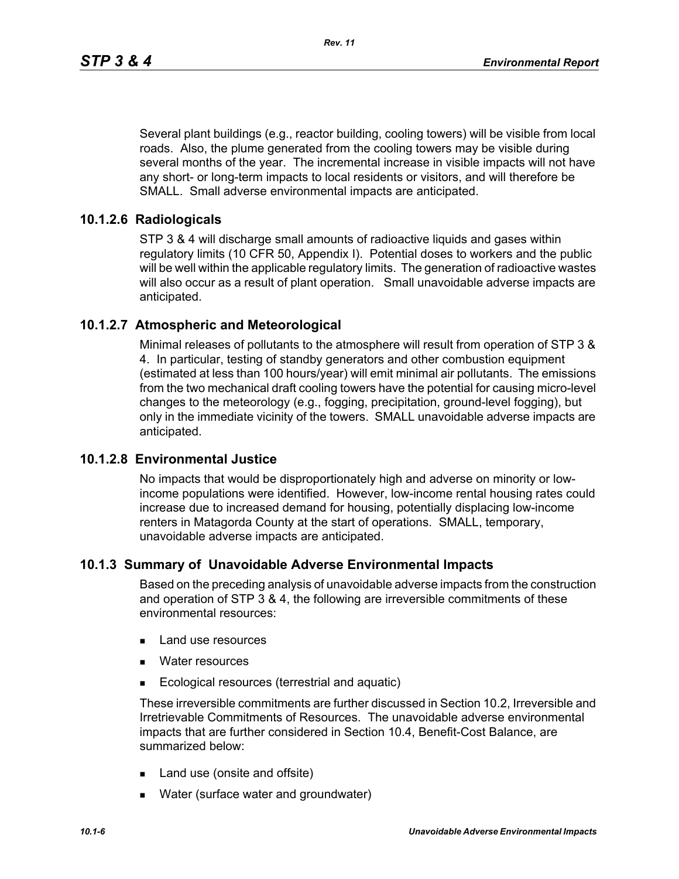Several plant buildings (e.g., reactor building, cooling towers) will be visible from local roads. Also, the plume generated from the cooling towers may be visible during several months of the year. The incremental increase in visible impacts will not have any short- or long-term impacts to local residents or visitors, and will therefore be SMALL. Small adverse environmental impacts are anticipated.

### 10.1.2.6 Radiologicals

STP 3 & 4 will discharge small amounts of radioactive liquids and gases within regulatory limits (10 CFR 50, Appendix I). Potential doses to workers and the public will be well within the applicable regulatory limits. The generation of radioactive wastes will also occur as a result of plant operation. Small unavoidable adverse impacts are anticipated.

### 10.1.2.7 Atmospheric and Meteorological

Minimal releases of pollutants to the atmosphere will result from operation of STP 3 & 4. In particular, testing of standby generators and other combustion equipment (estimated at less than 100 hours/year) will emit minimal air pollutants. The emissions from the two mechanical draft cooling towers have the potential for causing micro-level changes to the meteorology (e.g., fogging, precipitation, ground-level fogging), but only in the immediate vicinity of the towers. SMALL unavoidable adverse impacts are anticipated.

### 10.1.2.8 Environmental Justice

No impacts that would be disproportionately high and adverse on minority or low-income populations were identified. However, low-income rental housing rates could increase due to increased demand for housing, potentially displacing low-income renters in Matagorda County at the start of operations. SMALL, temporary, unavoidable adverse impacts are anticipated.

## 10.1.3 Summary of Unavoidable Adverse Environmental Impacts

Based on the preceding analysis of unavoidable adverse impacts from the construction and operation of STP 3 & 4, the following are irreversible commitments of these environmental resources:

- Land use resources
- Water resources
- Ecological resources (terrestrial and aquatic)

These irreversible commitments are further discussed in Section 10.2, Irreversible and Irretrievable Commitments of Resources. The unavoidable adverse environmental impacts that are further considered in Section 10.4, Benefit-Cost Balance, are summarized below:

- Land use (onsite and offsite)
- Water (surface water and groundwater)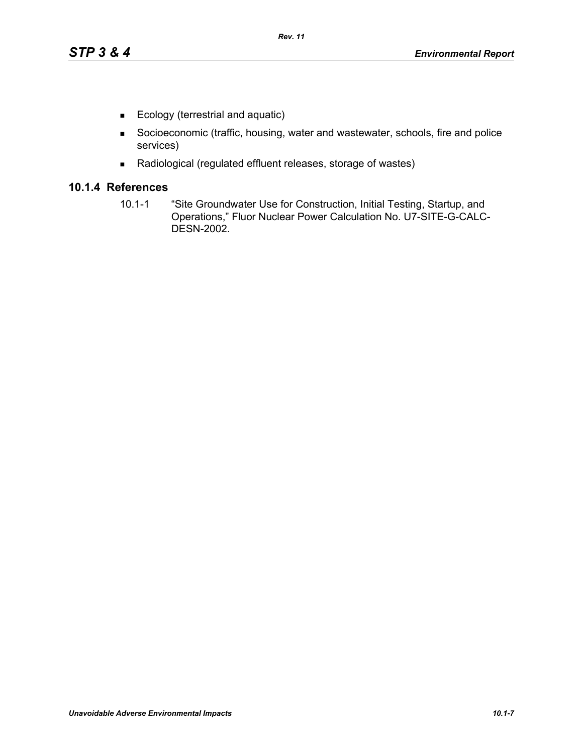- Ecology (terrestrial and aquatic)
- Socioeconomic (traffic, housing, water and wastewater, schools, fire and police services)
- Radiological (regulated effluent releases, storage of wastes)

### 10.1.4 References

10.1-1 "Site Groundwater Use for Construction, Initial Testing, Startup, and Operations," Fluor Nuclear Power Calculation No. U7-SITE-G-CALC-DESN-2002.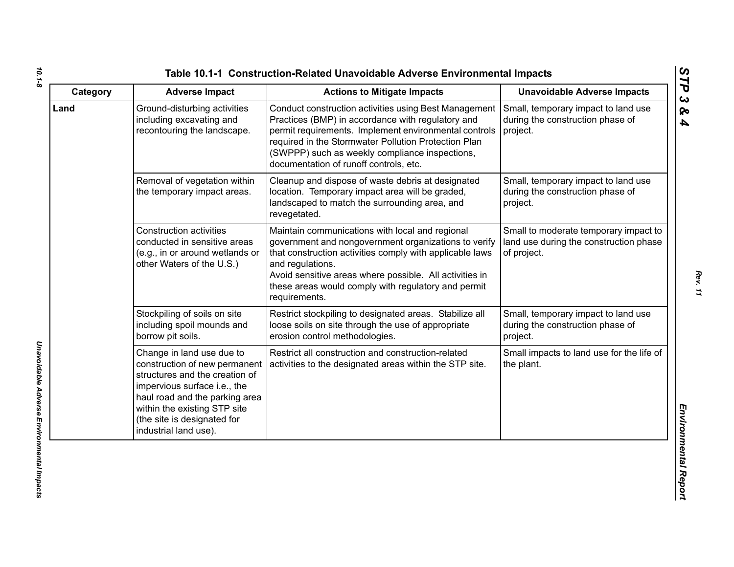## Table 10.1-1 Construction-Related Unavoidable Adverse Environmental Impacts

| Category | Adverse Impact | Actions to Mitigate Impacts | Unavoidable Adverse Impacts |
|---|---|---|---|
| **Land** | Ground-disturbing activities including excavating and recontouring the landscape. | Conduct construction activities using Best Management Practices (BMP) in accordance with regulatory and permit requirements. Implement environmental controls required in the Stormwater Pollution Protection Plan (SWPPP) such as weekly compliance inspections, documentation of runoff controls, etc. | Small, temporary impact to land use during the construction phase of project. |
| | Removal of vegetation within the temporary impact areas. | Cleanup and dispose of waste debris at designated location. Temporary impact area will be graded, landscaped to match the surrounding area, and revegetated. | Small, temporary impact to land use during the construction phase of project. |
| | Construction activities conducted in sensitive areas (e.g., in or around wetlands or other Waters of the U.S.) | Maintain communications with local and regional government and nongovernment organizations to verify that construction activities comply with applicable laws and regulations.<br>Avoid sensitive areas where possible. All activities in these areas would comply with regulatory and permit requirements. | Small to moderate temporary impact to land use during the construction phase of project. |
| | Stockpiling of soils on site including spoil mounds and borrow pit soils. | Restrict stockpiling to designated areas. Stabilize all loose soils on site through the use of appropriate erosion control methodologies. | Small, temporary impact to land use during the construction phase of project. |
| | Change in land use due to construction of new permanent structures and the creation of impervious surface i.e., the haul road and the parking area within the existing STP site (the site is designated for industrial land use). | Restrict all construction and construction-related activities to the designated areas within the STP site. | Small impacts to land use for the life of the plant. |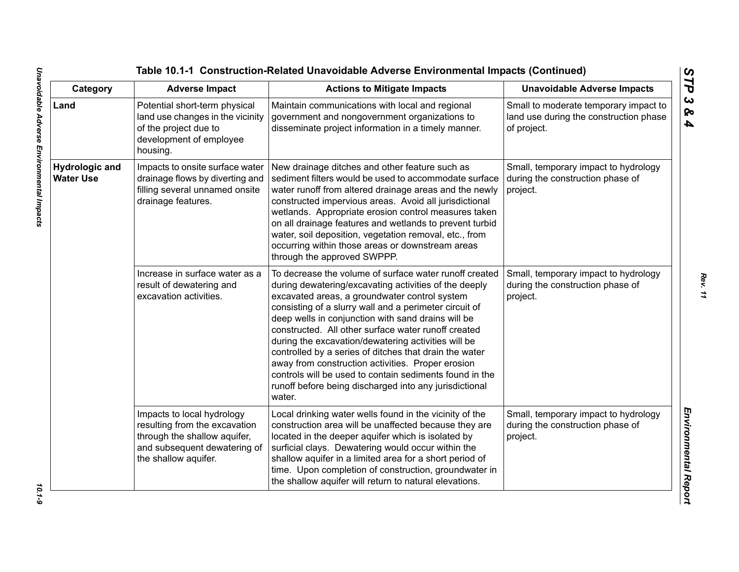# Table 10.1-1 Construction-Related Unavoidable Adverse Environmental Impacts (Continued)

| Category | Adverse Impact | Actions to Mitigate Impacts | Unavoidable Adverse Impacts |
|---|---|---|---|
| **Land** | Potential short-term physical land use changes in the vicinity of the project due to development of employee housing. | Maintain communications with local and regional government and nongovernment organizations to disseminate project information in a timely manner. | Small to moderate temporary impact to land use during the construction phase of project. |
| **Hydrologic and Water Use** | Impacts to onsite surface water drainage flows by diverting and filling several unnamed onsite drainage features. | New drainage ditches and other feature such as sediment filters would be used to accommodate surface water runoff from altered drainage areas and the newly constructed impervious areas. Avoid all jurisdictional wetlands. Appropriate erosion control measures taken on all drainage features and wetlands to prevent turbid water, soil deposition, vegetation removal, etc., from occurring within those areas or downstream areas through the approved SWPPP. | Small, temporary impact to hydrology during the construction phase of project. |
| | Increase in surface water as a result of dewatering and excavation activities. | To decrease the volume of surface water runoff created during dewatering/excavating activities of the deeply excavated areas, a groundwater control system consisting of a slurry wall and a perimeter circuit of deep wells in conjunction with sand drains will be constructed. All other surface water runoff created during the excavation/dewatering activities will be controlled by a series of ditches that drain the water away from construction activities. Proper erosion controls will be used to contain sediments found in the runoff before being discharged into any jurisdictional water. | Small, temporary impact to hydrology during the construction phase of project. |
| | Impacts to local hydrology resulting from the excavation through the shallow aquifer, and subsequent dewatering of the shallow aquifer. | Local drinking water wells found in the vicinity of the construction area will be unaffected because they are located in the deeper aquifer which is isolated by surficial clays. Dewatering would occur within the shallow aquifer in a limited area for a short period of time. Upon completion of construction, groundwater in the shallow aquifer will return to natural elevations. | Small, temporary impact to hydrology during the construction phase of project. |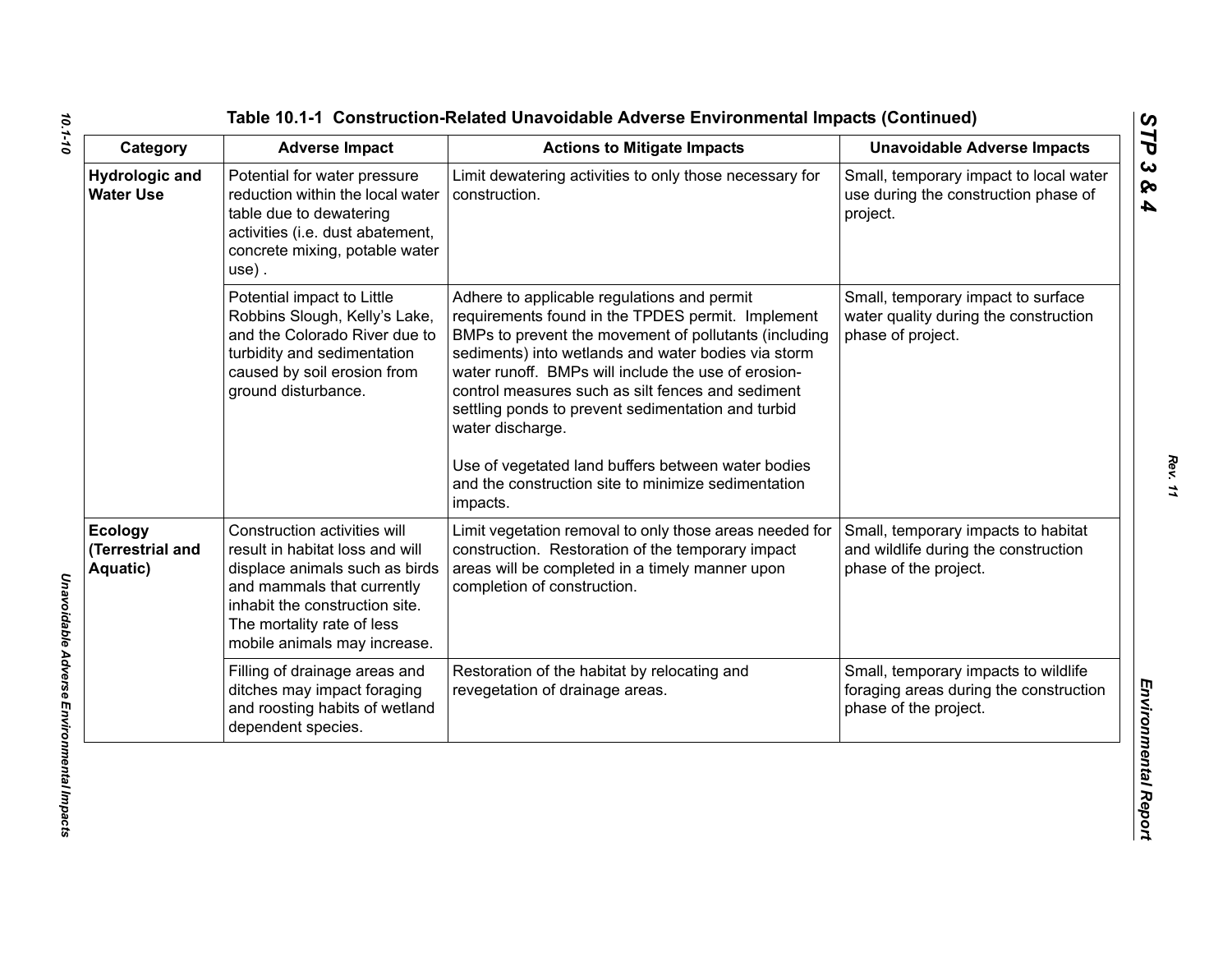## Table 10.1-1 Construction-Related Unavoidable Adverse Environmental Impacts (Continued)

| Category | Adverse Impact | Actions to Mitigate Impacts | Unavoidable Adverse Impacts |
|---|---|---|---|
| **Hydrologic and Water Use** | Potential for water pressure reduction within the local water table due to dewatering activities (i.e. dust abatement, concrete mixing, potable water use) . | Limit dewatering activities to only those necessary for construction. | Small, temporary impact to local water use during the construction phase of project. |
| | Potential impact to Little Robbins Slough, Kelly's Lake, and the Colorado River due to turbidity and sedimentation caused by soil erosion from ground disturbance. | Adhere to applicable regulations and permit requirements found in the TPDES permit. Implement BMPs to prevent the movement of pollutants (including sediments) into wetlands and water bodies via storm water runoff. BMPs will include the use of erosion-control measures such as silt fences and sediment settling ponds to prevent sedimentation and turbid water discharge.<br><br>Use of vegetated land buffers between water bodies and the construction site to minimize sedimentation impacts. | Small, temporary impact to surface water quality during the construction phase of project. |
| **Ecology (Terrestrial and Aquatic)** | Construction activities will result in habitat loss and will displace animals such as birds and mammals that currently inhabit the construction site. The mortality rate of less mobile animals may increase. | Limit vegetation removal to only those areas needed for construction. Restoration of the temporary impact areas will be completed in a timely manner upon completion of construction. | Small, temporary impacts to habitat and wildlife during the construction phase of the project. |
| | Filling of drainage areas and ditches may impact foraging and roosting habits of wetland dependent species. | Restoration of the habitat by relocating and revegetation of drainage areas. | Small, temporary impacts to wildlife foraging areas during the construction phase of the project. |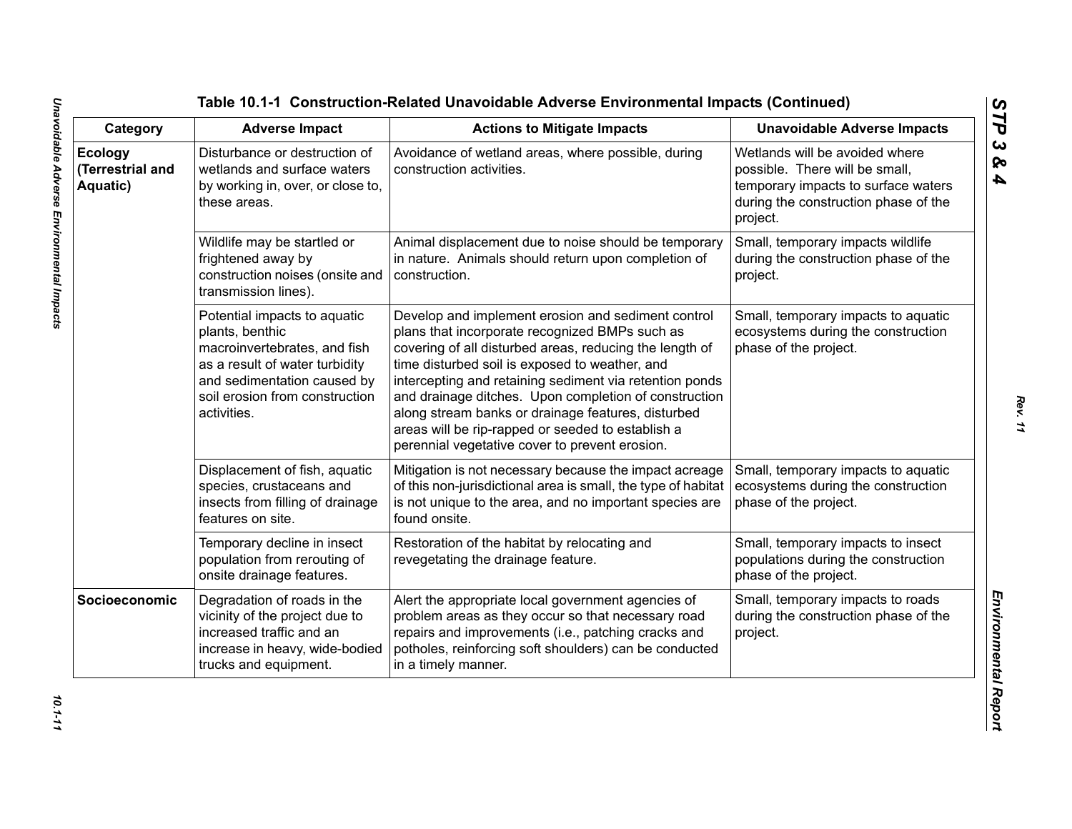## Table 10.1-1 Construction-Related Unavoidable Adverse Environmental Impacts (Continued)

| Category | Adverse Impact | Actions to Mitigate Impacts | Unavoidable Adverse Impacts |
|---|---|---|---|
| **Ecology (Terrestrial and Aquatic)** | Disturbance or destruction of wetlands and surface waters by working in, over, or close to, these areas. | Avoidance of wetland areas, where possible, during construction activities. | Wetlands will be avoided where possible. There will be small, temporary impacts to surface waters during the construction phase of the project. |
| | Wildlife may be startled or frightened away by construction noises (onsite and transmission lines). | Animal displacement due to noise should be temporary in nature. Animals should return upon completion of construction. | Small, temporary impacts wildlife during the construction phase of the project. |
| | Potential impacts to aquatic plants, benthic macroinvertebrates, and fish as a result of water turbidity and sedimentation caused by soil erosion from construction activities. | Develop and implement erosion and sediment control plans that incorporate recognized BMPs such as covering of all disturbed areas, reducing the length of time disturbed soil is exposed to weather, and intercepting and retaining sediment via retention ponds and drainage ditches. Upon completion of construction along stream banks or drainage features, disturbed areas will be rip-rapped or seeded to establish a perennial vegetative cover to prevent erosion. | Small, temporary impacts to aquatic ecosystems during the construction phase of the project. |
| | Displacement of fish, aquatic species, crustaceans and insects from filling of drainage features on site. | Mitigation is not necessary because the impact acreage of this non-jurisdictional area is small, the type of habitat is not unique to the area, and no important species are found onsite. | Small, temporary impacts to aquatic ecosystems during the construction phase of the project. |
| | Temporary decline in insect population from rerouting of onsite drainage features. | Restoration of the habitat by relocating and revegetating the drainage feature. | Small, temporary impacts to insect populations during the construction phase of the project. |
| **Socioeconomic** | Degradation of roads in the vicinity of the project due to increased traffic and an increase in heavy, wide-bodied trucks and equipment. | Alert the appropriate local government agencies of problem areas as they occur so that necessary road repairs and improvements (i.e., patching cracks and potholes, reinforcing soft shoulders) can be conducted in a timely manner. | Small, temporary impacts to roads during the construction phase of the project. |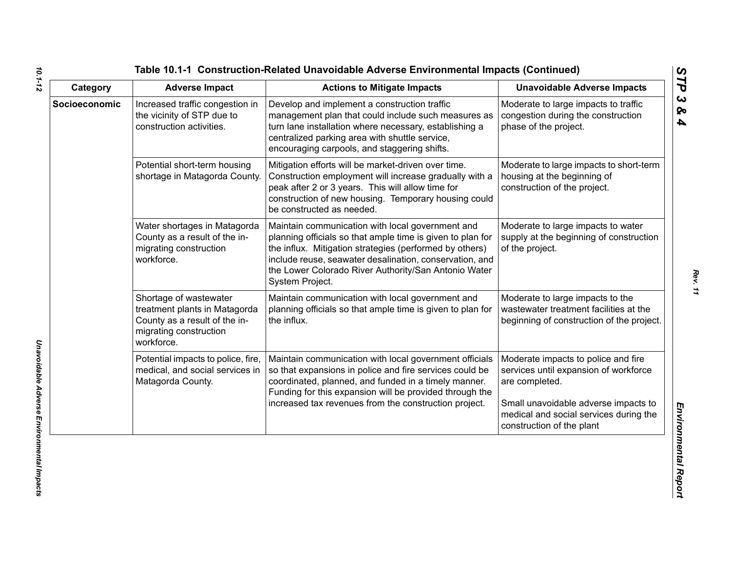**Table 10.1-1 Construction-Related Unavoidable Adverse Environmental Impacts (Continued)**

| Category | Adverse Impact | Actions to Mitigate Impacts | Unavoidable Adverse Impacts |
|---|---|---|---|
| **Socioeconomic** | Increased traffic congestion in the vicinity of STP due to construction activities. | Develop and implement a construction traffic management plan that could include such measures as turn lane installation where necessary, establishing a centralized parking area with shuttle service, encouraging carpools, and staggering shifts. | Moderate to large impacts to traffic congestion during the construction phase of the project. |
| | Potential short-term housing shortage in Matagorda County. | Mitigation efforts will be market-driven over time. Construction employment will increase gradually with a peak after 2 or 3 years. This will allow time for construction of new housing. Temporary housing could be constructed as needed. | Moderate to large impacts to short-term housing at the beginning of construction of the project. |
| | Water shortages in Matagorda County as a result of the in-migrating construction workforce. | Maintain communication with local government and planning officials so that ample time is given to plan for the influx. Mitigation strategies (performed by others) include reuse, seawater desalination, conservation, and the Lower Colorado River Authority/San Antonio Water System Project. | Moderate to large impacts to water supply at the beginning of construction of the project. |
| | Shortage of wastewater treatment plants in Matagorda County as a result of the in-migrating construction workforce. | Maintain communication with local government and planning officials so that ample time is given to plan for the influx. | Moderate to large impacts to the wastewater treatment facilities at the beginning of construction of the project. |
| | Potential impacts to police, fire, medical, and social services in Matagorda County. | Maintain communication with local government officials so that expansions in police and fire services could be coordinated, planned, and funded in a timely manner. Funding for this expansion will be provided through the increased tax revenues from the construction project. | Moderate impacts to police and fire services until expansion of workforce are completed.<br><br>Small unavoidable adverse impacts to medical and social services during the construction of the plant |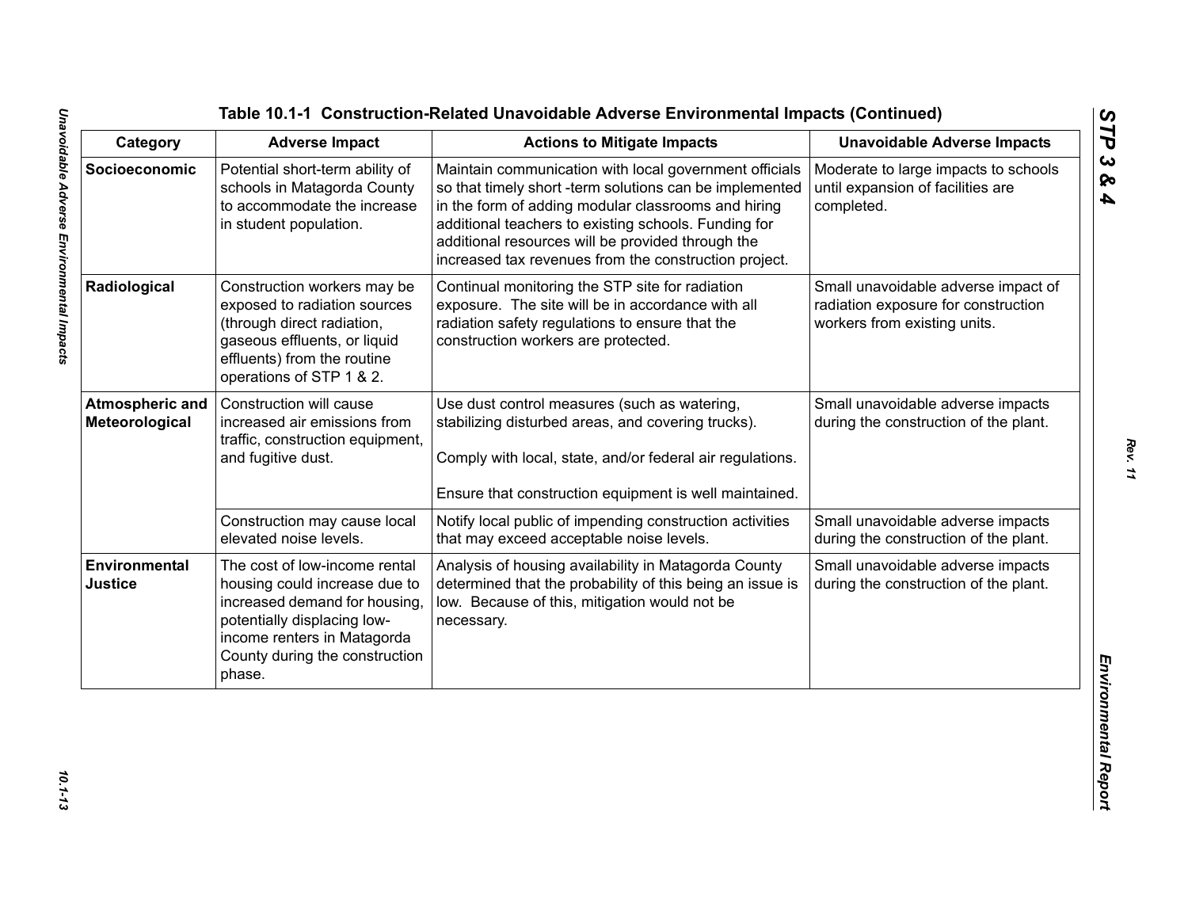**Table 10.1-1 Construction-Related Unavoidable Adverse Environmental Impacts (Continued)**

| Category | Adverse Impact | Actions to Mitigate Impacts | Unavoidable Adverse Impacts |
|---|---|---|---|
| **Socioeconomic** | Potential short-term ability of schools in Matagorda County to accommodate the increase in student population. | Maintain communication with local government officials so that timely short -term solutions can be implemented in the form of adding modular classrooms and hiring additional teachers to existing schools. Funding for additional resources will be provided through the increased tax revenues from the construction project. | Moderate to large impacts to schools until expansion of facilities are completed. |
| **Radiological** | Construction workers may be exposed to radiation sources (through direct radiation, gaseous effluents, or liquid effluents) from the routine operations of STP 1 & 2. | Continual monitoring the STP site for radiation exposure. The site will be in accordance with all radiation safety regulations to ensure that the construction workers are protected. | Small unavoidable adverse impact of radiation exposure for construction workers from existing units. |
| **Atmospheric and Meteorological** | Construction will cause increased air emissions from traffic, construction equipment, and fugitive dust. | Use dust control measures (such as watering, stabilizing disturbed areas, and covering trucks).<br><br>Comply with local, state, and/or federal air regulations.<br><br>Ensure that construction equipment is well maintained. | Small unavoidable adverse impacts during the construction of the plant. |
| | Construction may cause local elevated noise levels. | Notify local public of impending construction activities that may exceed acceptable noise levels. | Small unavoidable adverse impacts during the construction of the plant. |
| **Environmental Justice** | The cost of low-income rental housing could increase due to increased demand for housing, potentially displacing low-income renters in Matagorda County during the construction phase. | Analysis of housing availability in Matagorda County determined that the probability of this being an issue is low. Because of this, mitigation would not be necessary. | Small unavoidable adverse impacts during the construction of the plant. |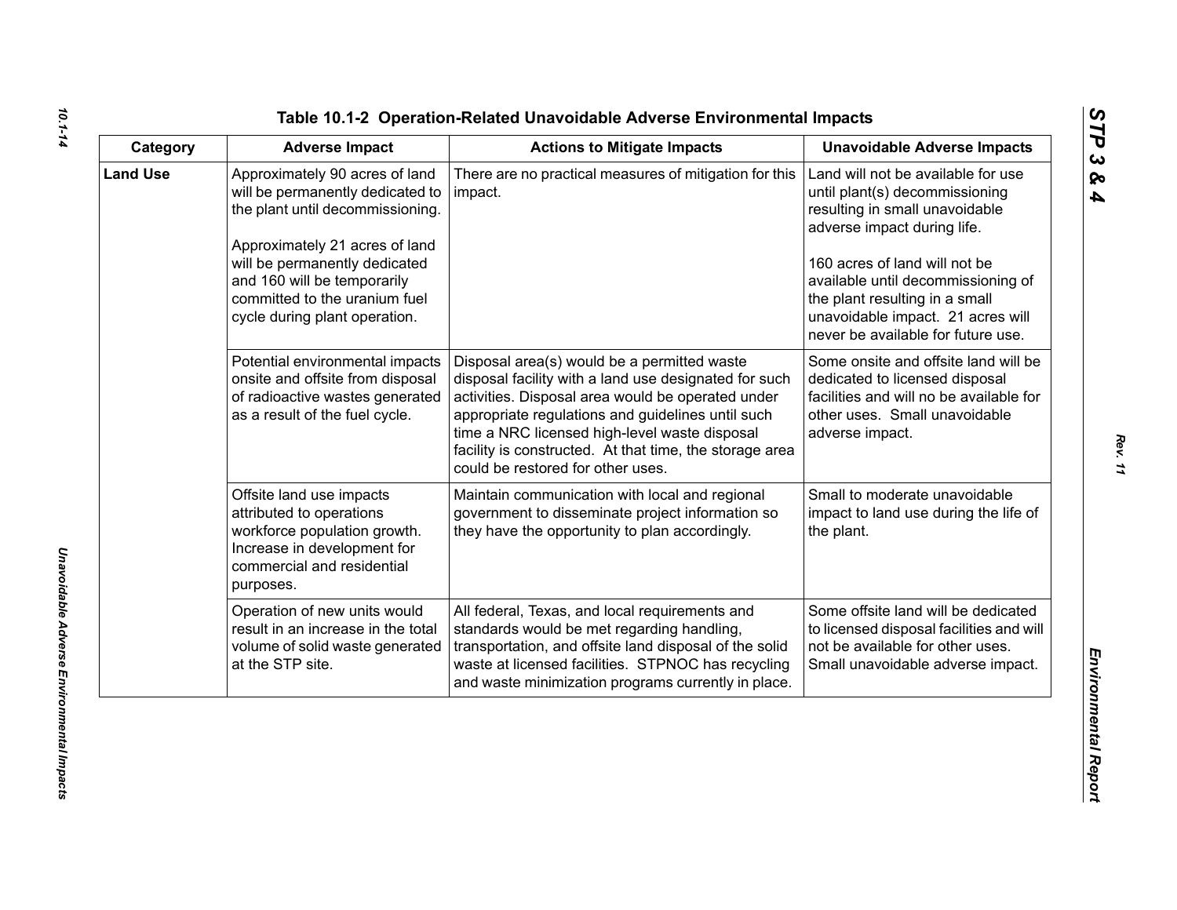## Table 10.1-2 Operation-Related Unavoidable Adverse Environmental Impacts

| Category | Adverse Impact | Actions to Mitigate Impacts | Unavoidable Adverse Impacts |
|---|---|---|---|
| **Land Use** | Approximately 90 acres of land will be permanently dedicated to the plant until decommissioning.<br><br>Approximately 21 acres of land will be permanently dedicated and 160 will be temporarily committed to the uranium fuel cycle during plant operation. | There are no practical measures of mitigation for this impact. | Land will not be available for use until plant(s) decommissioning resulting in small unavoidable adverse impact during life.<br><br>160 acres of land will not be available until decommissioning of the plant resulting in a small unavoidable impact. 21 acres will never be available for future use. |
| | Potential environmental impacts onsite and offsite from disposal of radioactive wastes generated as a result of the fuel cycle. | Disposal area(s) would be a permitted waste disposal facility with a land use designated for such activities. Disposal area would be operated under appropriate regulations and guidelines until such time a NRC licensed high-level waste disposal facility is constructed. At that time, the storage area could be restored for other uses. | Some onsite and offsite land will be dedicated to licensed disposal facilities and will no be available for other uses. Small unavoidable adverse impact. |
| | Offsite land use impacts attributed to operations workforce population growth. Increase in development for commercial and residential purposes. | Maintain communication with local and regional government to disseminate project information so they have the opportunity to plan accordingly. | Small to moderate unavoidable impact to land use during the life of the plant. |
| | Operation of new units would result in an increase in the total volume of solid waste generated at the STP site. | All federal, Texas, and local requirements and standards would be met regarding handling, transportation, and offsite land disposal of the solid waste at licensed facilities. STPNOC has recycling and waste minimization programs currently in place. | Some offsite land will be dedicated to licensed disposal facilities and will not be available for other uses. Small unavoidable adverse impact. |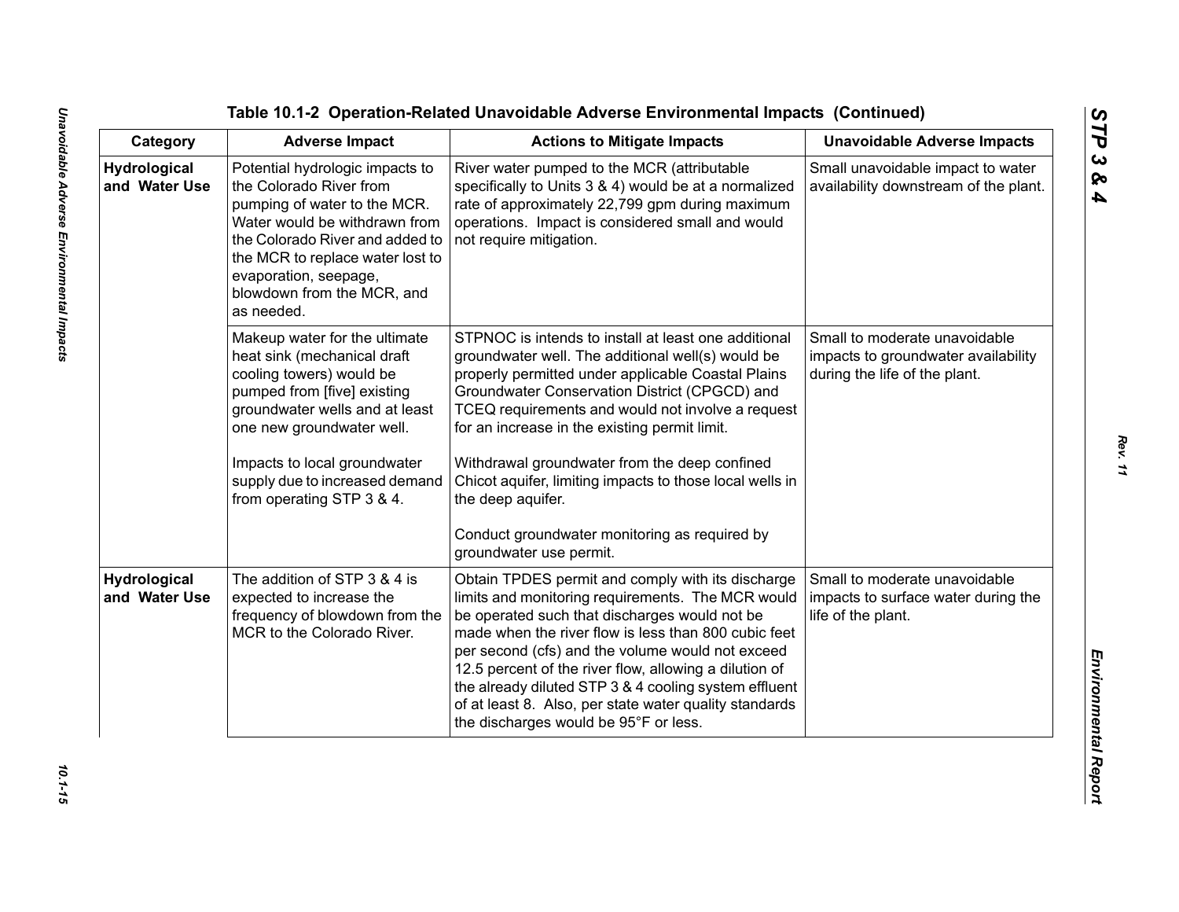**Table 10.1-2 Operation-Related Unavoidable Adverse Environmental Impacts (Continued)**

| Category | Adverse Impact | Actions to Mitigate Impacts | Unavoidable Adverse Impacts |
|---|---|---|---|
| **Hydrological and Water Use** | Potential hydrologic impacts to the Colorado River from pumping of water to the MCR. Water would be withdrawn from the Colorado River and added to the MCR to replace water lost to evaporation, seepage, blowdown from the MCR, and as needed. | River water pumped to the MCR (attributable specifically to Units 3 & 4) would be at a normalized rate of approximately 22,799 gpm during maximum operations. Impact is considered small and would not require mitigation. | Small unavoidable impact to water availability downstream of the plant. |
| | Makeup water for the ultimate heat sink (mechanical draft cooling towers) would be pumped from [five] existing groundwater wells and at least one new groundwater well.<br><br>Impacts to local groundwater supply due to increased demand from operating STP 3 & 4. | STPNOC is intends to install at least one additional groundwater well. The additional well(s) would be properly permitted under applicable Coastal Plains Groundwater Conservation District (CPGCD) and TCEQ requirements and would not involve a request for an increase in the existing permit limit.<br><br>Withdrawal groundwater from the deep confined Chicot aquifer, limiting impacts to those local wells in the deep aquifer.<br><br>Conduct groundwater monitoring as required by groundwater use permit. | Small to moderate unavoidable impacts to groundwater availability during the life of the plant. |
| **Hydrological and Water Use** | The addition of STP 3 & 4 is expected to increase the frequency of blowdown from the MCR to the Colorado River. | Obtain TPDES permit and comply with its discharge limits and monitoring requirements. The MCR would be operated such that discharges would not be made when the river flow is less than 800 cubic feet per second (cfs) and the volume would not exceed 12.5 percent of the river flow, allowing a dilution of the already diluted STP 3 & 4 cooling system effluent of at least 8. Also, per state water quality standards the discharges would be 95°F or less. | Small to moderate unavoidable impacts to surface water during the life of the plant. |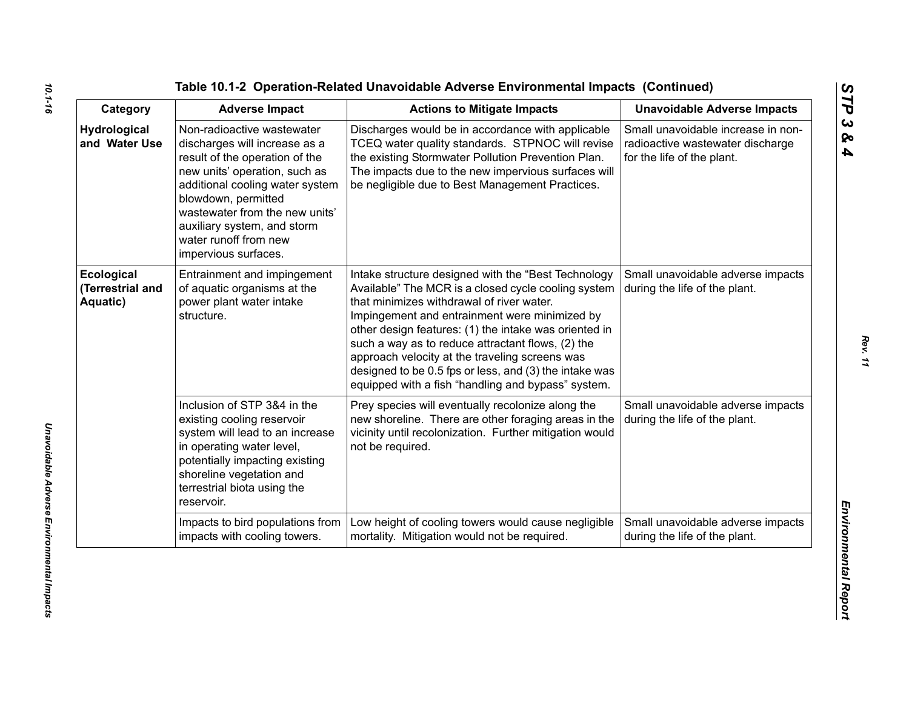**Table 10.1-2 Operation-Related Unavoidable Adverse Environmental Impacts (Continued)**

| Category | Adverse Impact | Actions to Mitigate Impacts | Unavoidable Adverse Impacts |
|---|---|---|---|
| **Hydrological and Water Use** | Non-radioactive wastewater discharges will increase as a result of the operation of the new units' operation, such as additional cooling water system blowdown, permitted wastewater from the new units' auxiliary system, and storm water runoff from new impervious surfaces. | Discharges would be in accordance with applicable TCEQ water quality standards. STPNOC will revise the existing Stormwater Pollution Prevention Plan. The impacts due to the new impervious surfaces will be negligible due to Best Management Practices. | Small unavoidable increase in non-radioactive wastewater discharge for the life of the plant. |
| **Ecological (Terrestrial and Aquatic)** | Entrainment and impingement of aquatic organisms at the power plant water intake structure. | Intake structure designed with the "Best Technology Available" The MCR is a closed cycle cooling system that minimizes withdrawal of river water. Impingement and entrainment were minimized by other design features: (1) the intake was oriented in such a way as to reduce attractant flows, (2) the approach velocity at the traveling screens was designed to be 0.5 fps or less, and (3) the intake was equipped with a fish "handling and bypass" system. | Small unavoidable adverse impacts during the life of the plant. |
| | Inclusion of STP 3&4 in the existing cooling reservoir system will lead to an increase in operating water level, potentially impacting existing shoreline vegetation and terrestrial biota using the reservoir. | Prey species will eventually recolonize along the new shoreline. There are other foraging areas in the vicinity until recolonization. Further mitigation would not be required. | Small unavoidable adverse impacts during the life of the plant. |
| | Impacts to bird populations from impacts with cooling towers. | Low height of cooling towers would cause negligible mortality. Mitigation would not be required. | Small unavoidable adverse impacts during the life of the plant. |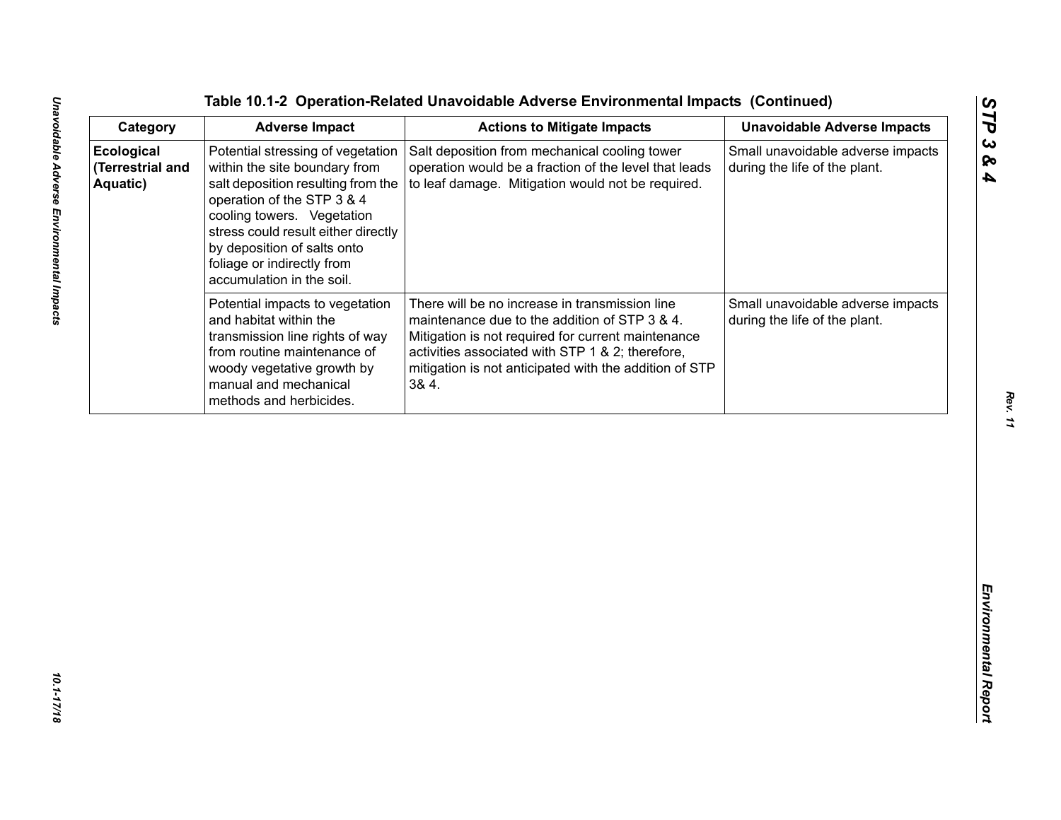## Table 10.1-2 Operation-Related Unavoidable Adverse Environmental Impacts (Continued)

| Category | Adverse Impact | Actions to Mitigate Impacts | Unavoidable Adverse Impacts |
|---|---|---|---|
| **Ecological (Terrestrial and Aquatic)** | Potential stressing of vegetation within the site boundary from salt deposition resulting from the operation of the STP 3 & 4 cooling towers. Vegetation stress could result either directly by deposition of salts onto foliage or indirectly from accumulation in the soil. | Salt deposition from mechanical cooling tower operation would be a fraction of the level that leads to leaf damage. Mitigation would not be required. | Small unavoidable adverse impacts during the life of the plant. |
| | Potential impacts to vegetation and habitat within the transmission line rights of way from routine maintenance of woody vegetative growth by manual and mechanical methods and herbicides. | There will be no increase in transmission line maintenance due to the addition of STP 3 & 4. Mitigation is not required for current maintenance activities associated with STP 1 & 2; therefore, mitigation is not anticipated with the addition of STP 3& 4. | Small unavoidable adverse impacts during the life of the plant. |